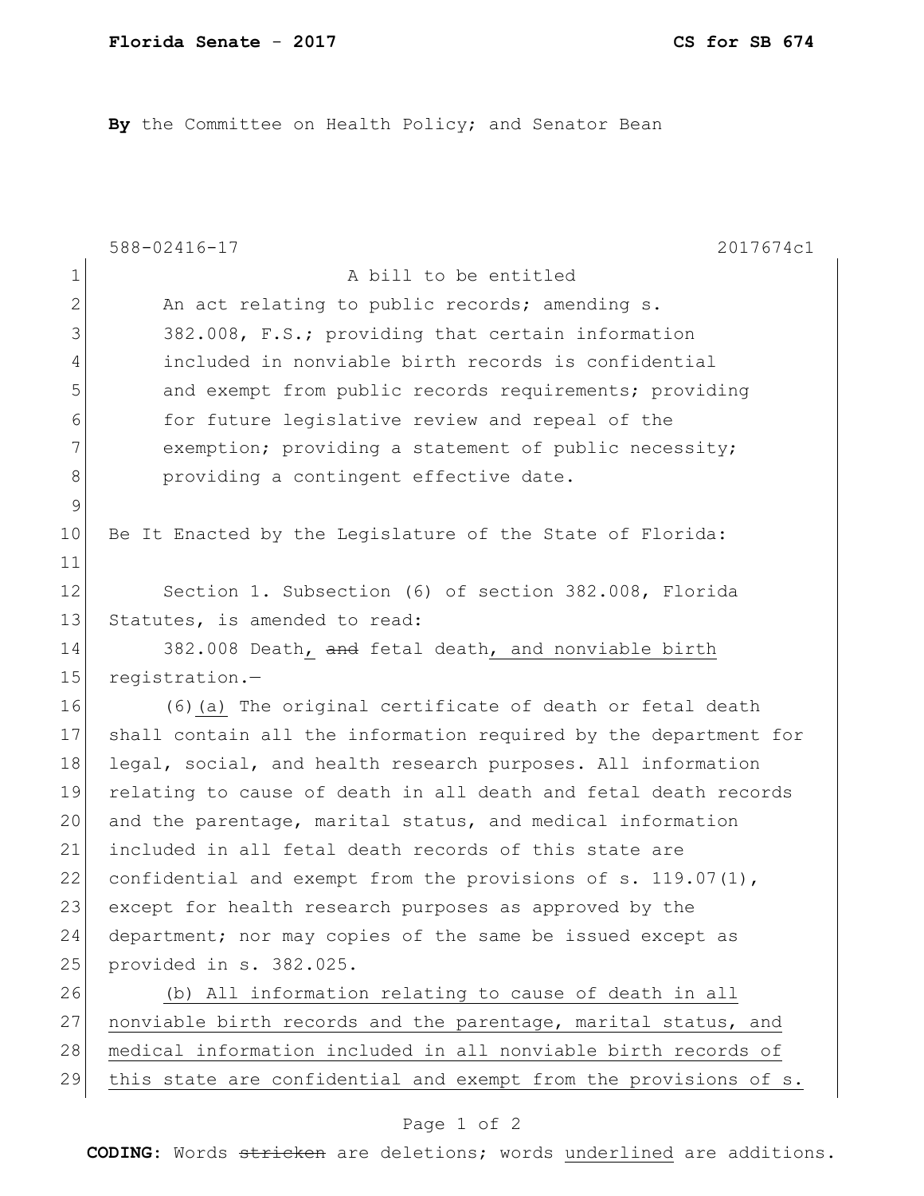**By** the Committee on Health Policy; and Senator Bean

588-02416-17 2017674c1

A bill to be entitled

An act relating to public records; amending s. 382.008, F.S.; providing that certain information included in nonviable birth records is confidential and exempt from public records requirements; providing for future legislative review and repeal of the exemption; providing a statement of public necessity; providing a contingent effective date.

Be It Enacted by the Legislature of the State of Florida:

Section 1. Subsection (6) of section 382.008, Florida Statutes, is amended to read:

382.008 Death, ~~and~~ fetal death, and nonviable birth registration.—

(6)(a) The original certificate of death or fetal death shall contain all the information required by the department for legal, social, and health research purposes. All information relating to cause of death in all death and fetal death records and the parentage, marital status, and medical information included in all fetal death records of this state are confidential and exempt from the provisions of s. 119.07(1), except for health research purposes as approved by the department; nor may copies of the same be issued except as provided in s. 382.025.

(b) All information relating to cause of death in all nonviable birth records and the parentage, marital status, and medical information included in all nonviable birth records of this state are confidential and exempt from the provisions of s.

**CODING:** Words ~~stricken~~ are deletions; words underlined are additions.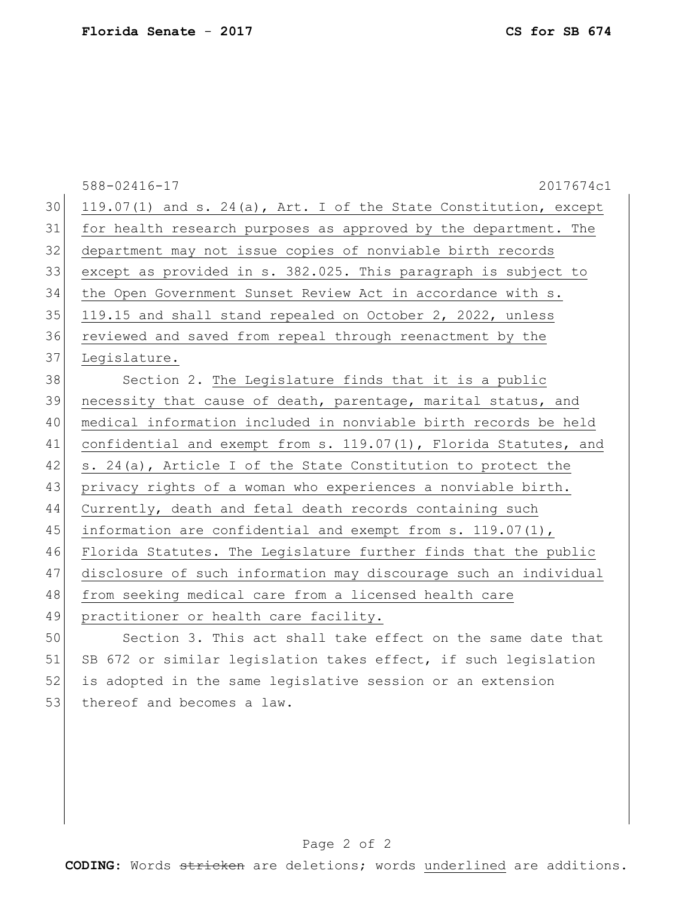588-02416-17 2017674c1

<u>119.07(1) and s. 24(a), Art. I of the State Constitution, except for health research purposes as approved by the department. The department may not issue copies of nonviable birth records except as provided in s. 382.025. This paragraph is subject to the Open Government Sunset Review Act in accordance with s. 119.15 and shall stand repealed on October 2, 2022, unless reviewed and saved from repeal through reenactment by the Legislature.</u>

Section 2. <u>The Legislature finds that it is a public necessity that cause of death, parentage, marital status, and medical information included in nonviable birth records be held confidential and exempt from s. 119.07(1), Florida Statutes, and s. 24(a), Article I of the State Constitution to protect the privacy rights of a woman who experiences a nonviable birth. Currently, death and fetal death records containing such information are confidential and exempt from s. 119.07(1), Florida Statutes. The Legislature further finds that the public disclosure of such information may discourage such an individual from seeking medical care from a licensed health care practitioner or health care facility.</u>

Section 3. This act shall take effect on the same date that SB 672 or similar legislation takes effect, if such legislation is adopted in the same legislative session or an extension thereof and becomes a law.

**CODING:** Words ~~stricken~~ are deletions; words <u>underlined</u> are additions.